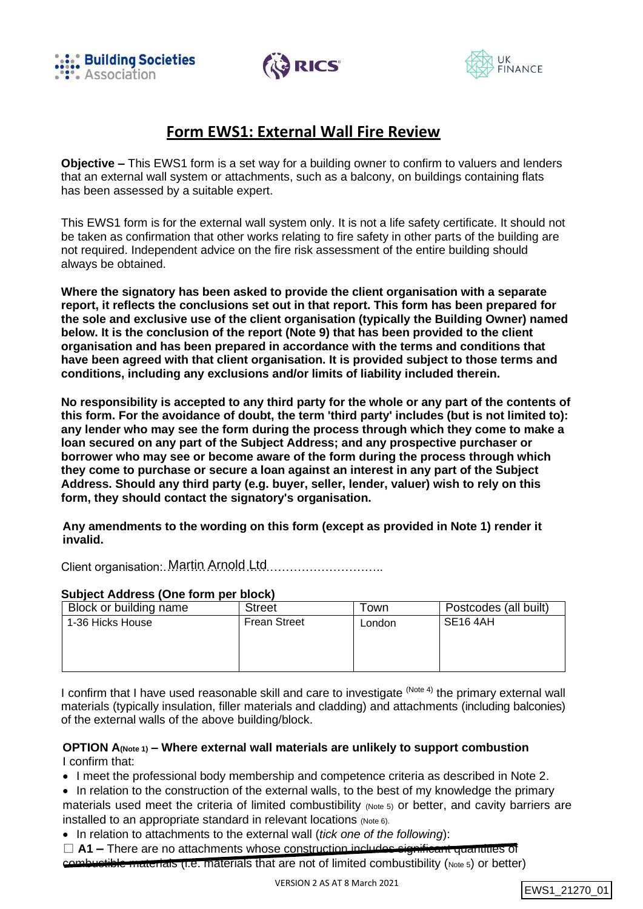Building Societies Association | RICS | UK FINANCE

# Form EWS1: External Wall Fire Review

**Objective –** This EWS1 form is a set way for a building owner to confirm to valuers and lenders that an external wall system or attachments, such as a balcony, on buildings containing flats has been assessed by a suitable expert.

This EWS1 form is for the external wall system only. It is not a life safety certificate. It should not be taken as confirmation that other works relating to fire safety in other parts of the building are not required. Independent advice on the fire risk assessment of the entire building should always be obtained.

**Where the signatory has been asked to provide the client organisation with a separate report, it reflects the conclusions set out in that report. This form has been prepared for the sole and exclusive use of the client organisation (typically the Building Owner) named below. It is the conclusion of the report (Note 9) that has been provided to the client organisation and has been prepared in accordance with the terms and conditions that have been agreed with that client organisation. It is provided subject to those terms and conditions, including any exclusions and/or limits of liability included therein.**

**No responsibility is accepted to any third party for the whole or any part of the contents of this form. For the avoidance of doubt, the term 'third party' includes (but is not limited to): any lender who may see the form during the process through which they come to make a loan secured on any part of the Subject Address; and any prospective purchaser or borrower who may see or become aware of the form during the process through which they come to purchase or secure a loan against an interest in any part of the Subject Address. Should any third party (e.g. buyer, seller, lender, valuer) wish to rely on this form, they should contact the signatory's organisation.**

**Any amendments to the wording on this form (except as provided in Note 1) render it invalid.**

Client organisation:..Martin Arnold Ltd…………………………..

**Subject Address (One form per block)**

| Block or building name | Street | Town | Postcodes (all built) |
|---|---|---|---|
| 1-36 Hicks House | Frean Street | London | SE16 4AH |

I confirm that I have used reasonable skill and care to investigate (Note 4) the primary external wall materials (typically insulation, filler materials and cladding) and attachments (including balconies) of the external walls of the above building/block.

**OPTION A(Note 1) – Where external wall materials are unlikely to support combustion**
I confirm that:

- I meet the professional body membership and competence criteria as described in Note 2.
- In relation to the construction of the external walls, to the best of my knowledge the primary materials used meet the criteria of limited combustibility (Note 5) or better, and cavity barriers are installed to an appropriate standard in relevant locations (Note 6).
- In relation to attachments to the external wall (*tick one of the following*):

☐ **A1 –** There are no attachments whose construction includes ~~significant quantities of combustible materials~~ (i.e. materials that are not of limited combustibility (Note 5) or better)

VERSION 2 AS AT 8 March 2021

EWS1_21270_01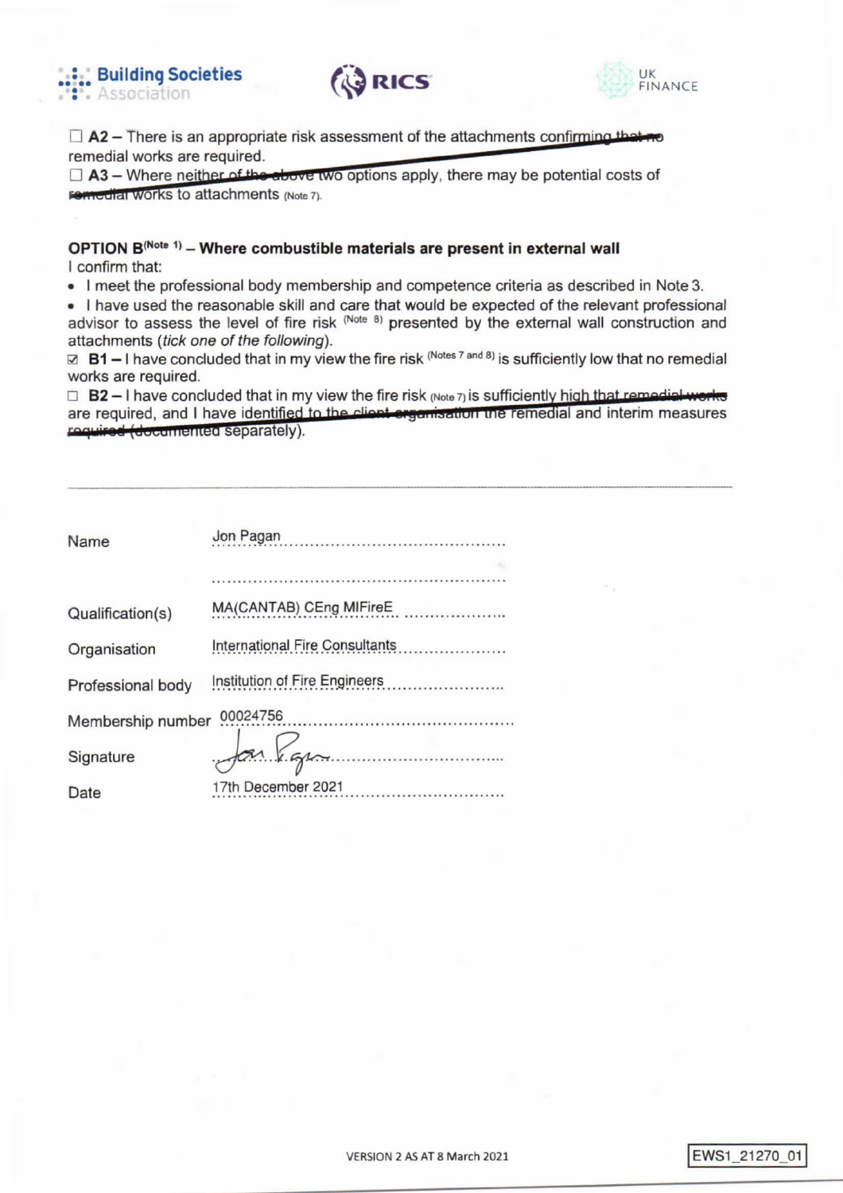☐ **A2** – There is an appropriate risk assessment of the attachments confirming that no remedial works are required.
☐ **A3** – Where neither of the above two options apply, there may be potential costs of remedial works to attachments (Note 7).

**OPTION B**(Note 1) **– Where combustible materials are present in external wall**

I confirm that:

- I meet the professional body membership and competence criteria as described in Note 3.
- I have used the reasonable skill and care that would be expected of the relevant professional advisor to assess the level of fire risk (Note 8) presented by the external wall construction and attachments (*tick one of the following*).

☑ **B1** – I have concluded that in my view the fire risk (Notes 7 and 8) is sufficiently low that no remedial works are required.
☐ **B2** – I have concluded that in my view the fire risk (Note 7) is sufficiently high that remedial works are required, and I have identified to the client organisation the remedial and interim measures required (documented separately).

---

| | |
|---|---|
| Name | Jon Pagan |
| | |
| Qualification(s) | MA(CANTAB) CEng MIFireE |
| Organisation | International Fire Consultants |
| Professional body | Institution of Fire Engineers |
| Membership number | 00024756 |
| Signature | Jon Pagan |
| Date | 17th December 2021 |

VERSION 2 AS AT 8 March 2021

EWS1_21270_01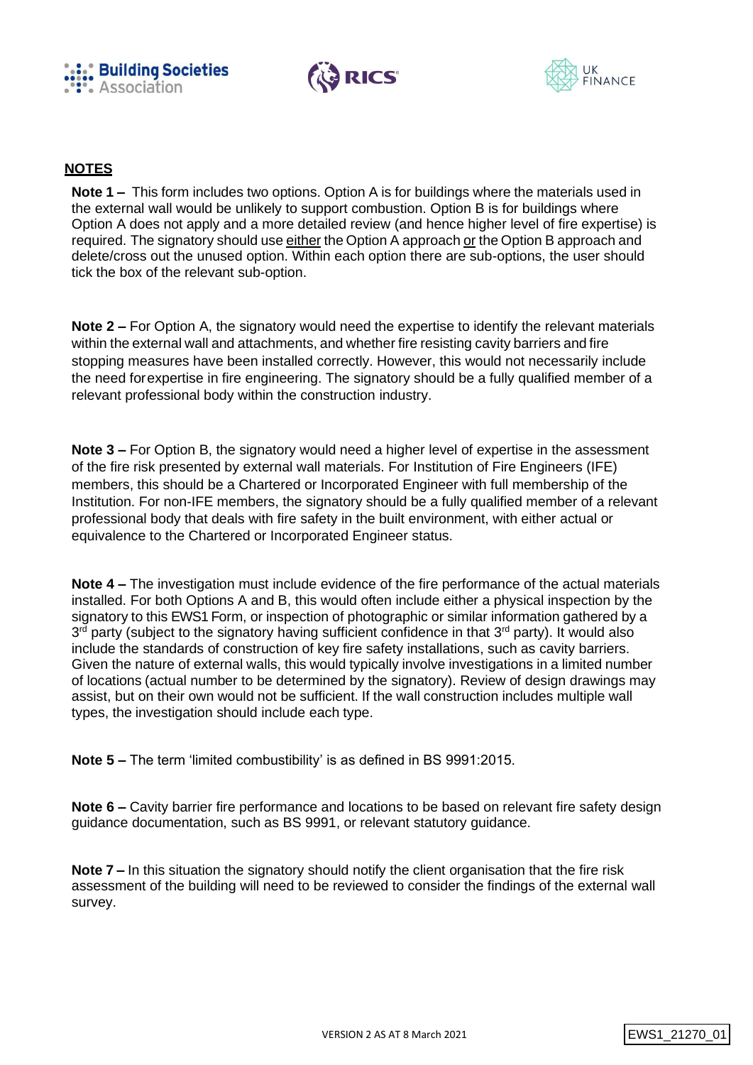## NOTES

**Note 1 –** This form includes two options. Option A is for buildings where the materials used in the external wall would be unlikely to support combustion. Option B is for buildings where Option A does not apply and a more detailed review (and hence higher level of fire expertise) is required. The signatory should use either the Option A approach or the Option B approach and delete/cross out the unused option. Within each option there are sub-options, the user should tick the box of the relevant sub-option.

**Note 2 –** For Option A, the signatory would need the expertise to identify the relevant materials within the external wall and attachments, and whether fire resisting cavity barriers and fire stopping measures have been installed correctly. However, this would not necessarily include the need for expertise in fire engineering. The signatory should be a fully qualified member of a relevant professional body within the construction industry.

**Note 3 –** For Option B, the signatory would need a higher level of expertise in the assessment of the fire risk presented by external wall materials. For Institution of Fire Engineers (IFE) members, this should be a Chartered or Incorporated Engineer with full membership of the Institution. For non-IFE members, the signatory should be a fully qualified member of a relevant professional body that deals with fire safety in the built environment, with either actual or equivalence to the Chartered or Incorporated Engineer status.

**Note 4 –** The investigation must include evidence of the fire performance of the actual materials installed. For both Options A and B, this would often include either a physical inspection by the signatory to this EWS1 Form, or inspection of photographic or similar information gathered by a 3rd party (subject to the signatory having sufficient confidence in that 3rd party). It would also include the standards of construction of key fire safety installations, such as cavity barriers. Given the nature of external walls, this would typically involve investigations in a limited number of locations (actual number to be determined by the signatory). Review of design drawings may assist, but on their own would not be sufficient. If the wall construction includes multiple wall types, the investigation should include each type.

**Note 5 –** The term 'limited combustibility' is as defined in BS 9991:2015.

**Note 6 –** Cavity barrier fire performance and locations to be based on relevant fire safety design guidance documentation, such as BS 9991, or relevant statutory guidance.

**Note 7 –** In this situation the signatory should notify the client organisation that the fire risk assessment of the building will need to be reviewed to consider the findings of the external wall survey.

VERSION 2 AS AT 8 March 2021

EWS1_21270_01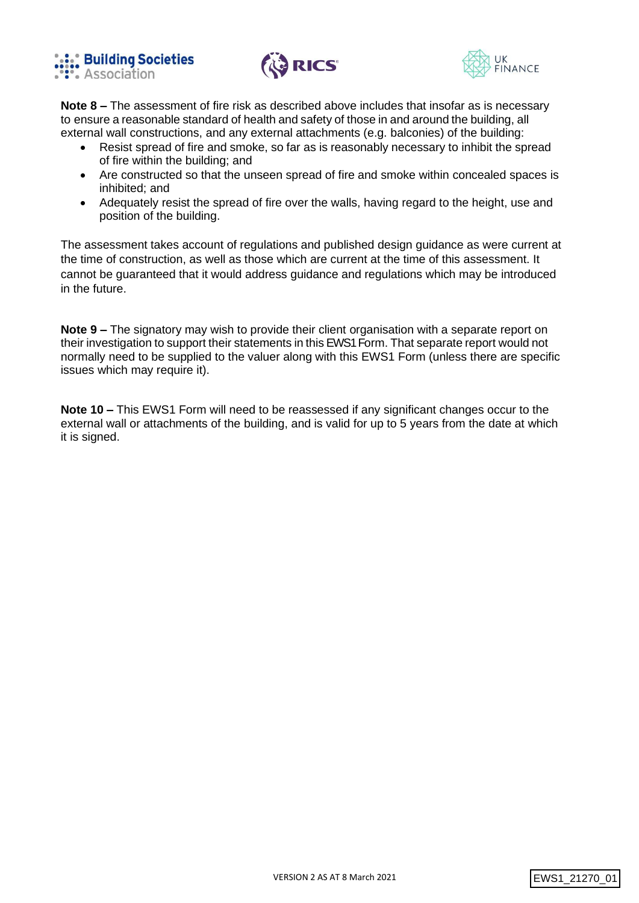**Note 8 –** The assessment of fire risk as described above includes that insofar as is necessary to ensure a reasonable standard of health and safety of those in and around the building, all external wall constructions, and any external attachments (e.g. balconies) of the building:

- Resist spread of fire and smoke, so far as is reasonably necessary to inhibit the spread of fire within the building; and
- Are constructed so that the unseen spread of fire and smoke within concealed spaces is inhibited; and
- Adequately resist the spread of fire over the walls, having regard to the height, use and position of the building.

The assessment takes account of regulations and published design guidance as were current at the time of construction, as well as those which are current at the time of this assessment. It cannot be guaranteed that it would address guidance and regulations which may be introduced in the future.

**Note 9 –** The signatory may wish to provide their client organisation with a separate report on their investigation to support their statements in this EWS1 Form. That separate report would not normally need to be supplied to the valuer along with this EWS1 Form (unless there are specific issues which may require it).

**Note 10 –** This EWS1 Form will need to be reassessed if any significant changes occur to the external wall or attachments of the building, and is valid for up to 5 years from the date at which it is signed.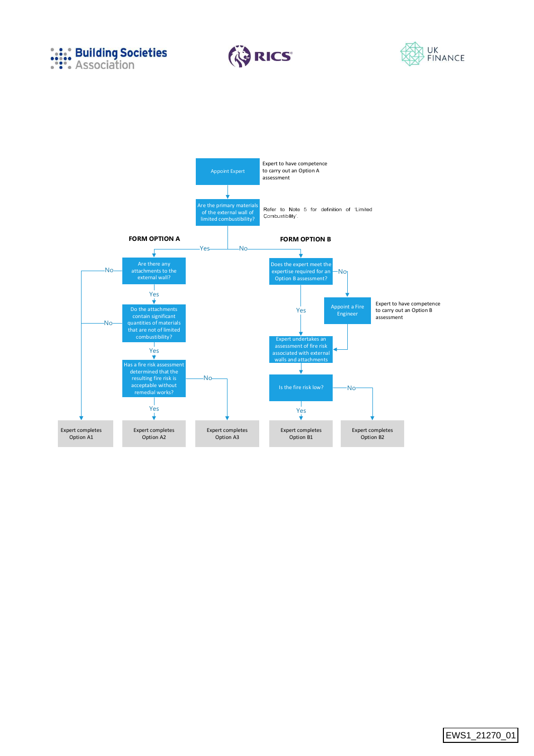Building Societies Association

RICS

UK FINANCE

Appoint Expert

Expert to have competence to carry out an Option A assessment

Are the primary materials of the external wall of limited combustibility?

Refer to Note 5 for definition of 'Limited Combustibility'.

**FORM OPTION A**

**FORM OPTION B**

Yes

No

Are there any attachments to the external wall?

No

Yes

Do the attachments contain significant quantities of materials that are not of limited combustibility?

No

Yes

Has a fire risk assessment determined that the resulting fire risk is acceptable without remedial works?

No

Yes

Does the expert meet the expertise required for an Option B assessment?

No

Appoint a Fire Engineer

Expert to have competence to carry out an Option B assessment

Yes

Expert undertakes an assessment of fire risk associated with external walls and attachments

Is the fire risk low?

No

Yes

Expert completes Option A1

Expert completes Option A2

Expert completes Option A3

Expert completes Option B1

Expert completes Option B2

EWS1_21270_01